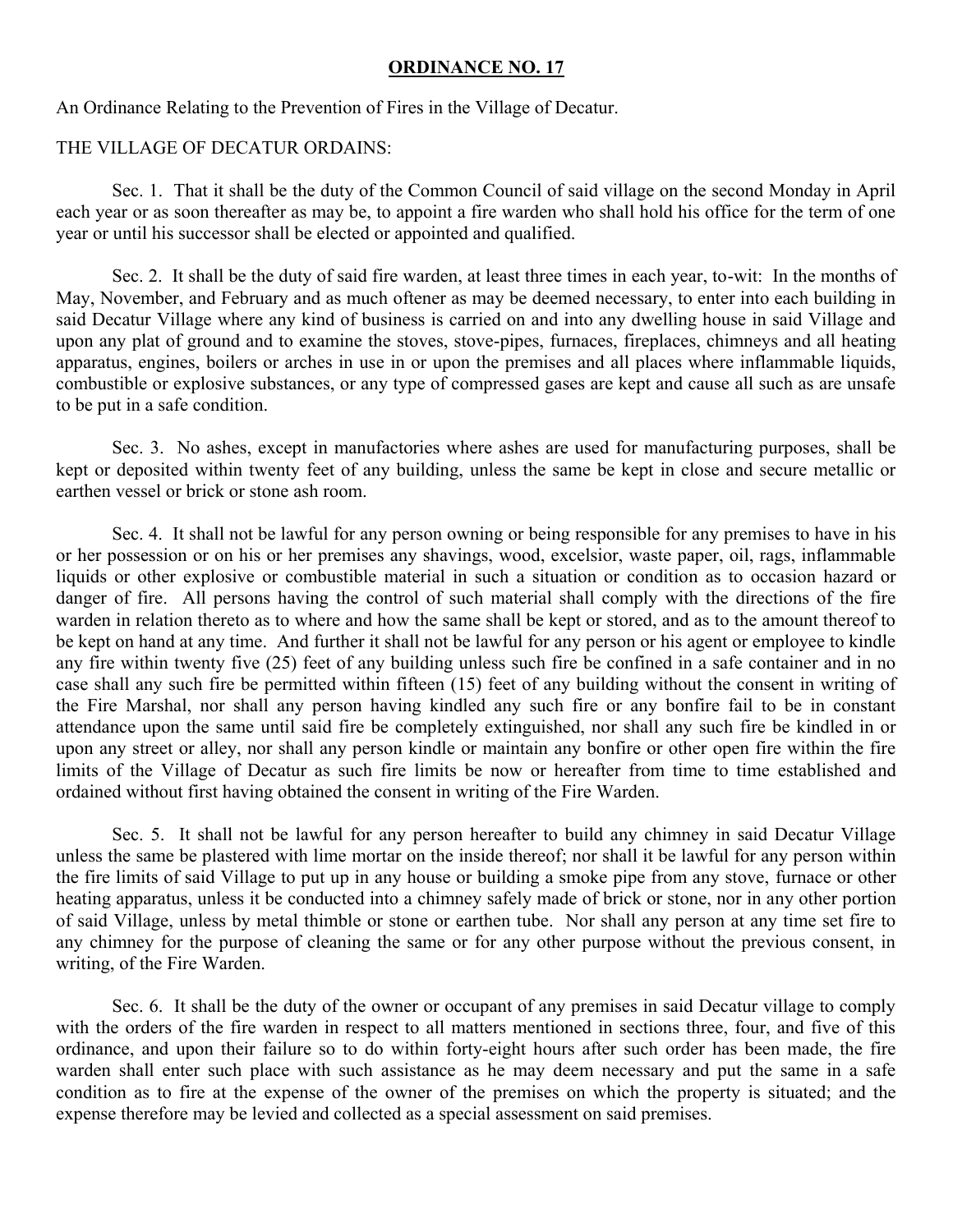**ORDINANCE NO. 17**

An Ordinance Relating to the Prevention of Fires in the Village of Decatur.

THE VILLAGE OF DECATUR ORDAINS:

Sec. 1. That it shall be the duty of the Common Council of said village on the second Monday in April each year or as soon thereafter as may be, to appoint a fire warden who shall hold his office for the term of one year or until his successor shall be elected or appointed and qualified.

Sec. 2. It shall be the duty of said fire warden, at least three times in each year, to-wit: In the months of May, November, and February and as much oftener as may be deemed necessary, to enter into each building in said Decatur Village where any kind of business is carried on and into any dwelling house in said Village and upon any plat of ground and to examine the stoves, stove-pipes, furnaces, fireplaces, chimneys and all heating apparatus, engines, boilers or arches in use in or upon the premises and all places where inflammable liquids, combustible or explosive substances, or any type of compressed gases are kept and cause all such as are unsafe to be put in a safe condition.

Sec. 3. No ashes, except in manufactories where ashes are used for manufacturing purposes, shall be kept or deposited within twenty feet of any building, unless the same be kept in close and secure metallic or earthen vessel or brick or stone ash room.

Sec. 4. It shall not be lawful for any person owning or being responsible for any premises to have in his or her possession or on his or her premises any shavings, wood, excelsior, waste paper, oil, rags, inflammable liquids or other explosive or combustible material in such a situation or condition as to occasion hazard or danger of fire. All persons having the control of such material shall comply with the directions of the fire warden in relation thereto as to where and how the same shall be kept or stored, and as to the amount thereof to be kept on hand at any time. And further it shall not be lawful for any person or his agent or employee to kindle any fire within twenty five (25) feet of any building unless such fire be confined in a safe container and in no case shall any such fire be permitted within fifteen (15) feet of any building without the consent in writing of the Fire Marshal, nor shall any person having kindled any such fire or any bonfire fail to be in constant attendance upon the same until said fire be completely extinguished, nor shall any such fire be kindled in or upon any street or alley, nor shall any person kindle or maintain any bonfire or other open fire within the fire limits of the Village of Decatur as such fire limits be now or hereafter from time to time established and ordained without first having obtained the consent in writing of the Fire Warden.

Sec. 5. It shall not be lawful for any person hereafter to build any chimney in said Decatur Village unless the same be plastered with lime mortar on the inside thereof; nor shall it be lawful for any person within the fire limits of said Village to put up in any house or building a smoke pipe from any stove, furnace or other heating apparatus, unless it be conducted into a chimney safely made of brick or stone, nor in any other portion of said Village, unless by metal thimble or stone or earthen tube. Nor shall any person at any time set fire to any chimney for the purpose of cleaning the same or for any other purpose without the previous consent, in writing, of the Fire Warden.

Sec. 6. It shall be the duty of the owner or occupant of any premises in said Decatur village to comply with the orders of the fire warden in respect to all matters mentioned in sections three, four, and five of this ordinance, and upon their failure so to do within forty-eight hours after such order has been made, the fire warden shall enter such place with such assistance as he may deem necessary and put the same in a safe condition as to fire at the expense of the owner of the premises on which the property is situated; and the expense therefore may be levied and collected as a special assessment on said premises.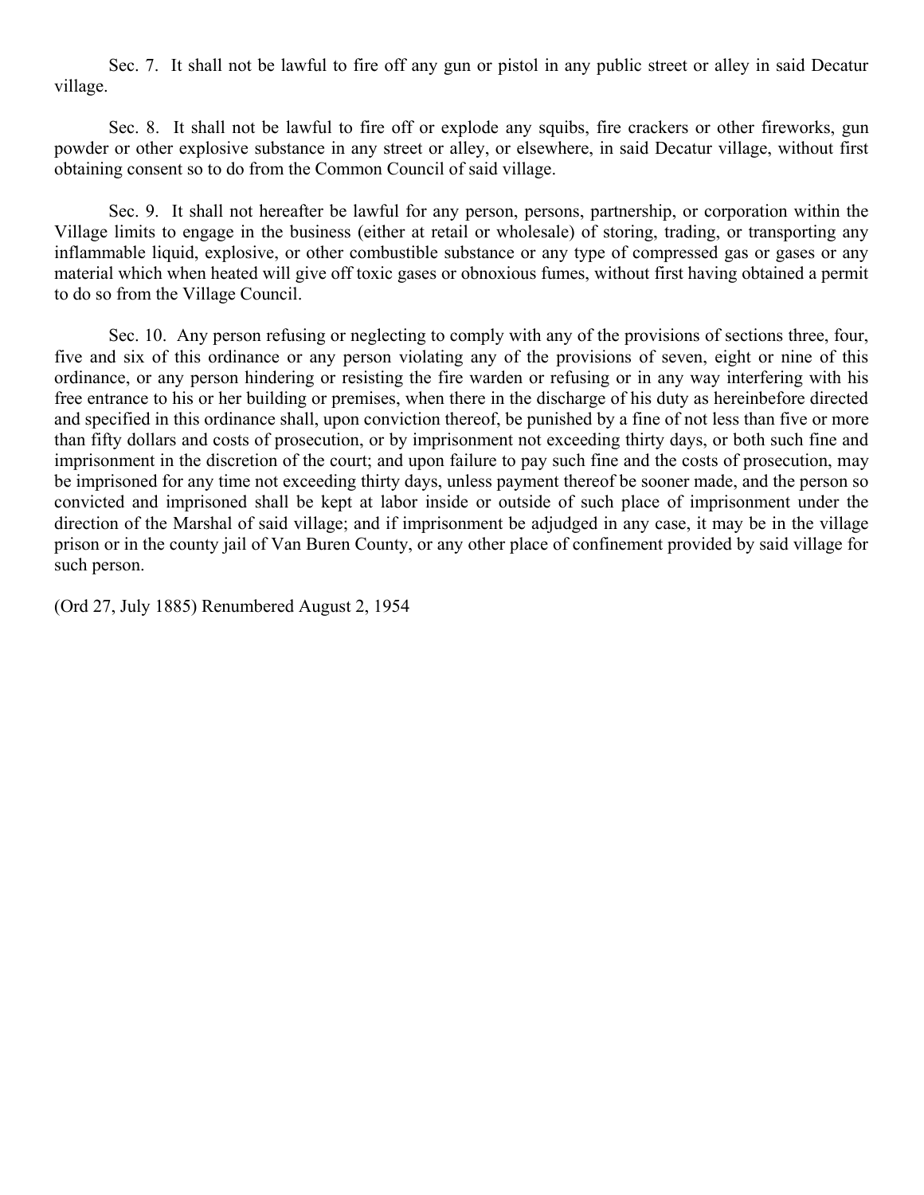Sec. 7. It shall not be lawful to fire off any gun or pistol in any public street or alley in said Decatur village.

Sec. 8. It shall not be lawful to fire off or explode any squibs, fire crackers or other fireworks, gun powder or other explosive substance in any street or alley, or elsewhere, in said Decatur village, without first obtaining consent so to do from the Common Council of said village.

Sec. 9. It shall not hereafter be lawful for any person, persons, partnership, or corporation within the Village limits to engage in the business (either at retail or wholesale) of storing, trading, or transporting any inflammable liquid, explosive, or other combustible substance or any type of compressed gas or gases or any material which when heated will give off toxic gases or obnoxious fumes, without first having obtained a permit to do so from the Village Council.

Sec. 10. Any person refusing or neglecting to comply with any of the provisions of sections three, four, five and six of this ordinance or any person violating any of the provisions of seven, eight or nine of this ordinance, or any person hindering or resisting the fire warden or refusing or in any way interfering with his free entrance to his or her building or premises, when there in the discharge of his duty as hereinbefore directed and specified in this ordinance shall, upon conviction thereof, be punished by a fine of not less than five or more than fifty dollars and costs of prosecution, or by imprisonment not exceeding thirty days, or both such fine and imprisonment in the discretion of the court; and upon failure to pay such fine and the costs of prosecution, may be imprisoned for any time not exceeding thirty days, unless payment thereof be sooner made, and the person so convicted and imprisoned shall be kept at labor inside or outside of such place of imprisonment under the direction of the Marshal of said village; and if imprisonment be adjudged in any case, it may be in the village prison or in the county jail of Van Buren County, or any other place of confinement provided by said village for such person.

(Ord 27, July 1885) Renumbered August 2, 1954